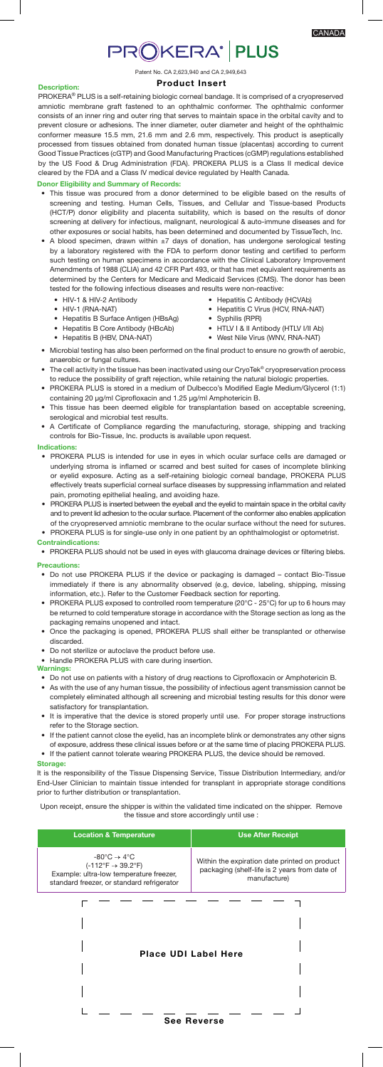CANADA

# PROKERA® PLUS

Patent No. CA 2,623,940 and CA 2,949,643

## Product Insert

**Description:**

PROKERA® PLUS is a self-retaining biologic corneal bandage. It is comprised of a cryopreserved amniotic membrane graft fastened to an ophthalmic conformer. The ophthalmic conformer consists of an inner ring and outer ring that serves to maintain space in the orbital cavity and to prevent closure or adhesions. The inner diameter, outer diameter and height of the ophthalmic conformer measure 15.5 mm, 21.6 mm and 2.6 mm, respectively. This product is aseptically processed from tissues obtained from donated human tissue (placentas) according to current Good Tissue Practices (cGTP) and Good Manufacturing Practices (cGMP) regulations established by the US Food & Drug Administration (FDA). PROKERA PLUS is a Class II medical device cleared by the FDA and a Class IV medical device regulated by Health Canada.

**Donor Eligibility and Summary of Records:**

- This tissue was procured from a donor determined to be eligible based on the results of screening and testing. Human Cells, Tissues, and Cellular and Tissue-based Products (HCT/P) donor eligibility and placenta suitability, which is based on the results of donor screening at delivery for infectious, malignant, neurological & auto-immune diseases and for other exposures or social habits, has been determined and documented by TissueTech, Inc.
- A blood specimen, drawn within ±7 days of donation, has undergone serological testing by a laboratory registered with the FDA to perform donor testing and certified to perform such testing on human specimens in accordance with the Clinical Laboratory Improvement Amendments of 1988 (CLIA) and 42 CFR Part 493, or that has met equivalent requirements as determined by the Centers for Medicare and Medicaid Services (CMS). The donor has been tested for the following infectious diseases and results were non-reactive:
  - HIV-1 & HIV-2 Antibody
  - HIV-1 (RNA-NAT)
  - Hepatitis B Surface Antigen (HBsAg)
  - Hepatitis B Core Antibody (HBcAb)
  - Hepatitis B (HBV, DNA-NAT)
  - Hepatitis C Antibody (HCVAb)
  - Hepatitis C Virus (HCV, RNA-NAT)
  - Syphilis (RPR)
  - HTLV I & II Antibody (HTLV I/II Ab)
  - West Nile Virus (WNV, RNA-NAT)
- Microbial testing has also been performed on the final product to ensure no growth of aerobic, anaerobic or fungal cultures.
- The cell activity in the tissue has been inactivated using our CryoTek® cryopreservation process to reduce the possibility of graft rejection, while retaining the natural biologic properties.
- PROKERA PLUS is stored in a medium of Dulbecco's Modified Eagle Medium/Glycerol (1:1) containing 20 µg/ml Ciprofloxacin and 1.25 µg/ml Amphotericin B.
- This tissue has been deemed eligible for transplantation based on acceptable screening, serological and microbial test results.
- A Certificate of Compliance regarding the manufacturing, storage, shipping and tracking controls for Bio-Tissue, Inc. products is available upon request.

**Indications:**

- PROKERA PLUS is intended for use in eyes in which ocular surface cells are damaged or underlying stroma is inflamed or scarred and best suited for cases of incomplete blinking or eyelid exposure. Acting as a self-retaining biologic corneal bandage, PROKERA PLUS effectively treats superficial corneal surface diseases by suppressing inflammation and related pain, promoting epithelial healing, and avoiding haze.
- PROKERA PLUS is inserted between the eyeball and the eyelid to maintain space in the orbital cavity and to prevent lid adhesion to the ocular surface. Placement of the conformer also enables application of the cryopreserved amniotic membrane to the ocular surface without the need for sutures.
- PROKERA PLUS is for single-use only in one patient by an ophthalmologist or optometrist.

**Contraindications:**

- PROKERA PLUS should not be used in eyes with glaucoma drainage devices or filtering blebs.

**Precautions:**

- Do not use PROKERA PLUS if the device or packaging is damaged – contact Bio-Tissue immediately if there is any abnormality observed (e.g, device, labeling, shipping, missing information, etc.). Refer to the Customer Feedback section for reporting.
- PROKERA PLUS exposed to controlled room temperature (20°C - 25°C) for up to 6 hours may be returned to cold temperature storage in accordance with the Storage section as long as the packaging remains unopened and intact.
- Once the packaging is opened, PROKERA PLUS shall either be transplanted or otherwise discarded.
- Do not sterilize or autoclave the product before use.
- Handle PROKERA PLUS with care during insertion.

**Warnings:**

- Do not use on patients with a history of drug reactions to Ciprofloxacin or Amphotericin B.
- As with the use of any human tissue, the possibility of infectious agent transmission cannot be completely eliminated although all screening and microbial testing results for this donor were satisfactory for transplantation.
- It is imperative that the device is stored properly until use. For proper storage instructions refer to the Storage section.
- If the patient cannot close the eyelid, has an incomplete blink or demonstrates any other signs of exposure, address these clinical issues before or at the same time of placing PROKERA PLUS.
- If the patient cannot tolerate wearing PROKERA PLUS, the device should be removed.

**Storage:**

It is the responsibility of the Tissue Dispensing Service, Tissue Distribution Intermediary, and/or End-User Clinician to maintain tissue intended for transplant in appropriate storage conditions prior to further distribution or transplantation.

Upon receipt, ensure the shipper is within the validated time indicated on the shipper. Remove the tissue and store accordingly until use :

| Location & Temperature | Use After Receipt |
| --- | --- |
| -80°C → 4°C (-112°F → 39.2°F) Example: ultra-low temperature freezer, standard freezer, or standard refrigerator | Within the expiration date printed on product packaging (shelf-life is 2 years from date of manufacture) |

Place UDI Label Here

**See Reverse**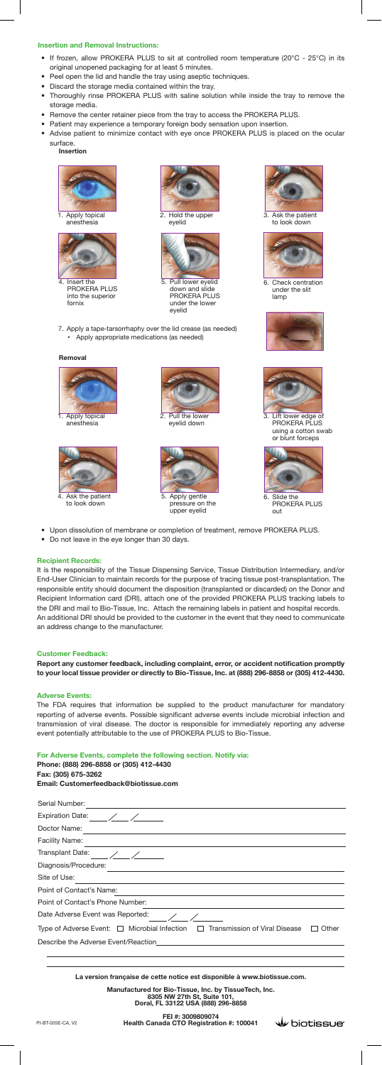### Insertion and Removal Instructions:

- If frozen, allow PROKERA PLUS to sit at controlled room temperature (20°C - 25°C) in its original unopened packaging for at least 5 minutes.
- Peel open the lid and handle the tray using aseptic techniques.
- Discard the storage media contained within the tray.
- Thoroughly rinse PROKERA PLUS with saline solution while inside the tray to remove the storage media.
- Remove the center retainer piece from the tray to access the PROKERA PLUS.
- Patient may experience a temporary foreign body sensation upon insertion.
- Advise patient to minimize contact with eye once PROKERA PLUS is placed on the ocular surface.

**Insertion**

1. Apply topical anesthesia
2. Hold the upper eyelid
3. Ask the patient to look down
4. Insert the PROKERA PLUS into the superior fornix
5. Pull lower eyelid down and slide PROKERA PLUS under the lower eyelid
6. Check centration under the slit lamp
7. Apply a tape-tarsorrhaphy over the lid crease (as needed)
   - Apply appropriate medications (as needed)

**Removal**

1. Apply topical anesthesia
2. Pull the lower eyelid down
3. Lift lower edge of PROKERA PLUS using a cotton swab or blunt forceps
4. Ask the patient to look down
5. Apply gentle pressure on the upper eyelid
6. Slide the PROKERA PLUS out

- Upon dissolution of membrane or completion of treatment, remove PROKERA PLUS.
- Do not leave in the eye longer than 30 days.

### Recipient Records:

It is the responsibility of the Tissue Dispensing Service, Tissue Distribution Intermediary, and/or End-User Clinician to maintain records for the purpose of tracing tissue post-transplantation. The responsible entity should document the disposition (transplanted or discarded) on the Donor and Recipient Information card (DRI), attach one of the provided PROKERA PLUS tracking labels to the DRI and mail to Bio-Tissue, Inc. Attach the remaining labels in patient and hospital records. An additional DRI should be provided to the customer in the event that they need to communicate an address change to the manufacturer.

### Customer Feedback:

**Report any customer feedback, including complaint, error, or accident notification promptly to your local tissue provider or directly to Bio-Tissue, Inc. at (888) 296-8858 or (305) 412-4430.**

### Adverse Events:

The FDA requires that information be supplied to the product manufacturer for mandatory reporting of adverse events. Possible significant adverse events include microbial infection and transmission of viral disease. The doctor is responsible for immediately reporting any adverse event potentially attributable to the use of PROKERA PLUS to Bio-Tissue.

### For Adverse Events, complete the following section. Notify via:

**Phone: (888) 296-8858 or (305) 412-4430**
**Fax: (305) 675-3262**
**Email: Customerfeedback@biotissue.com**

Serial Number: ______________________________

Expiration Date: ____/____/______

Doctor Name: ______________________________

Facility Name: ______________________________

Transplant Date: ____/____/______

Diagnosis/Procedure: ______________________________

Site of Use: ______________________________

Point of Contact's Name: ______________________________

Point of Contact's Phone Number: ______________________________

Date Adverse Event was Reported: ____/____/______

Type of Adverse Event: ☐ Microbial Infection ☐ Transmission of Viral Disease ☐ Other

Describe the Adverse Event/Reaction ______________________________

**La version française de cette notice est disponible à www.biotissue.com.**

**Manufactured for Bio-Tissue, Inc. by TissueTech, Inc.**
**8305 NW 27th St, Suite 101,**
**Doral, FL 33122 USA (888) 296-8858**

PI-BT-005E-CA, V2

**FEI #: 3009809074**
**Health Canada CTO Registration #: 100041**

biotissue